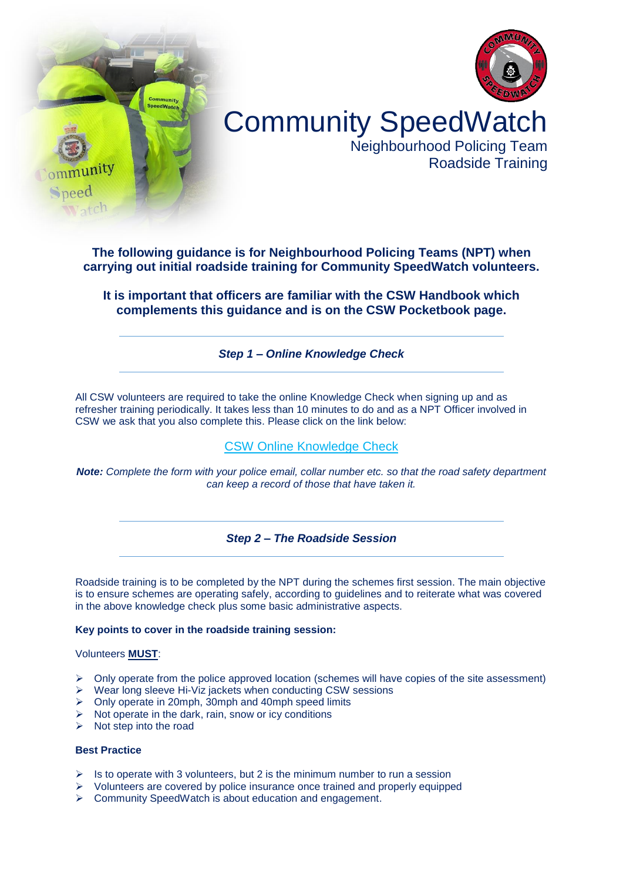# Community SpeedWatch

Neighbourhood Policing Team
Roadside Training

**The following guidance is for Neighbourhood Policing Teams (NPT) when carrying out initial roadside training for Community SpeedWatch volunteers.**

**It is important that officers are familiar with the CSW Handbook which complements this guidance and is on the CSW Pocketbook page.**

---

## *Step 1 – Online Knowledge Check*

---

All CSW volunteers are required to take the online Knowledge Check when signing up and as refresher training periodically. It takes less than 10 minutes to do and as a NPT Officer involved in CSW we ask that you also complete this. Please click on the link below:

CSW Online Knowledge Check

***Note:*** *Complete the form with your police email, collar number etc. so that the road safety department can keep a record of those that have taken it.*

---

## *Step 2 – The Roadside Session*

---

Roadside training is to be completed by the NPT during the schemes first session. The main objective is to ensure schemes are operating safely, according to guidelines and to reiterate what was covered in the above knowledge check plus some basic administrative aspects.

**Key points to cover in the roadside training session:**

Volunteers **MUST**:

- Only operate from the police approved location (schemes will have copies of the site assessment)
- Wear long sleeve Hi-Viz jackets when conducting CSW sessions
- Only operate in 20mph, 30mph and 40mph speed limits
- Not operate in the dark, rain, snow or icy conditions
- Not step into the road

**Best Practice**

- Is to operate with 3 volunteers, but 2 is the minimum number to run a session
- Volunteers are covered by police insurance once trained and properly equipped
- Community SpeedWatch is about education and engagement.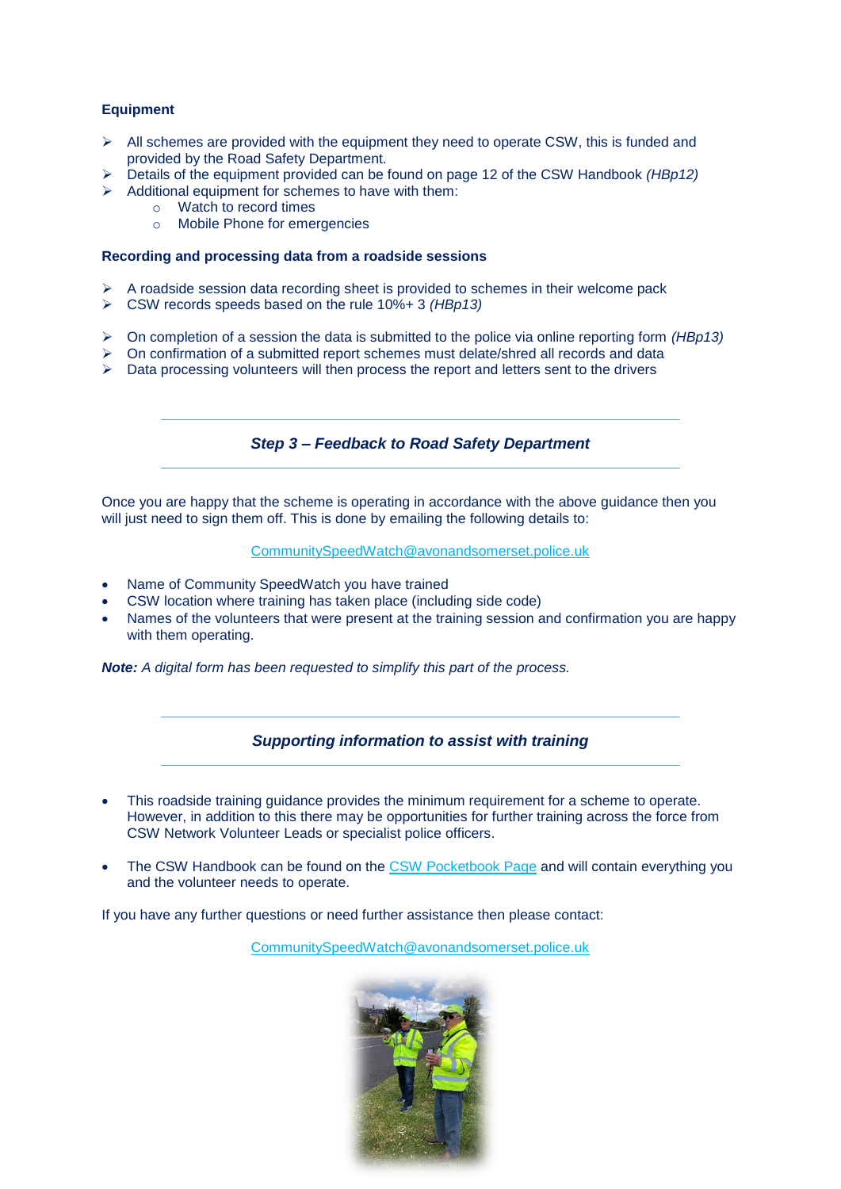**Equipment**

- All schemes are provided with the equipment they need to operate CSW, this is funded and provided by the Road Safety Department.
- Details of the equipment provided can be found on page 12 of the CSW Handbook *(HBp12)*
- Additional equipment for schemes to have with them:
  - Watch to record times
  - Mobile Phone for emergencies

**Recording and processing data from a roadside sessions**

- A roadside session data recording sheet is provided to schemes in their welcome pack
- CSW records speeds based on the rule 10%+ 3 *(HBp13)*

- On completion of a session the data is submitted to the police via online reporting form *(HBp13)*
- On confirmation of a submitted report schemes must delate/shred all records and data
- Data processing volunteers will then process the report and letters sent to the drivers

---

### *Step 3 – Feedback to Road Safety Department*

---

Once you are happy that the scheme is operating in accordance with the above guidance then you will just need to sign them off. This is done by emailing the following details to:

CommunitySpeedWatch@avonandsomerset.police.uk

- Name of Community SpeedWatch you have trained
- CSW location where training has taken place (including side code)
- Names of the volunteers that were present at the training session and confirmation you are happy with them operating.

***Note:*** *A digital form has been requested to simplify this part of the process.*

---

### *Supporting information to assist with training*

---

- This roadside training guidance provides the minimum requirement for a scheme to operate. However, in addition to this there may be opportunities for further training across the force from CSW Network Volunteer Leads or specialist police officers.

- The CSW Handbook can be found on the CSW Pocketbook Page and will contain everything you and the volunteer needs to operate.

If you have any further questions or need further assistance then please contact:

CommunitySpeedWatch@avonandsomerset.police.uk